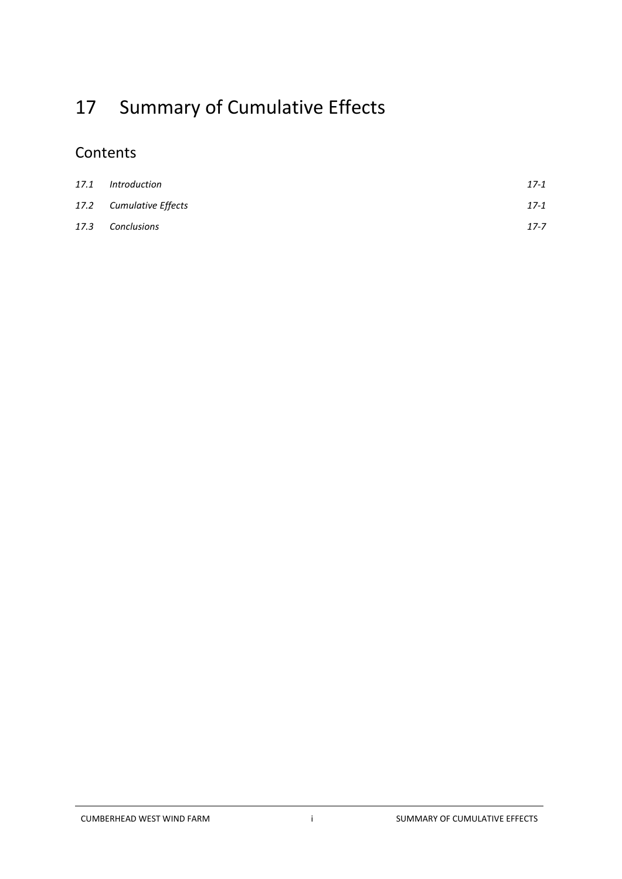# 17 Summary of Cumulative Effects

## Contents

| | | |
|---|---|---|
| *17.1* | *Introduction* | *17-1* |
| *17.2* | *Cumulative Effects* | *17-1* |
| *17.3* | *Conclusions* | *17-7* |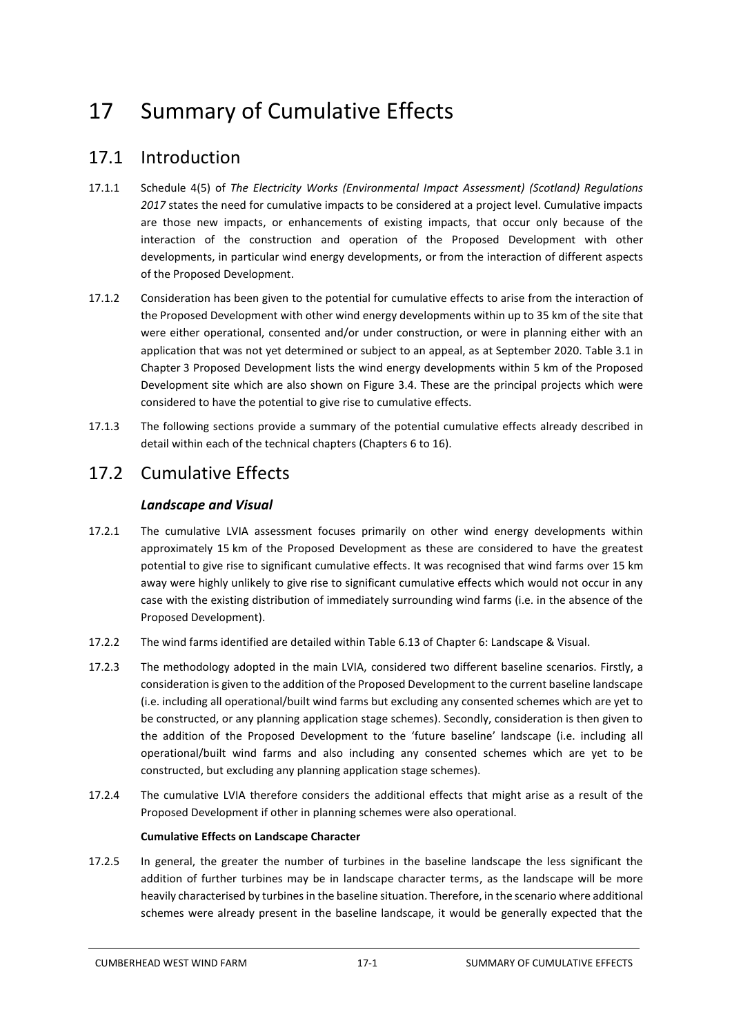# 17 Summary of Cumulative Effects

## 17.1 Introduction

17.1.1 Schedule 4(5) of *The Electricity Works (Environmental Impact Assessment) (Scotland) Regulations 2017* states the need for cumulative impacts to be considered at a project level. Cumulative impacts are those new impacts, or enhancements of existing impacts, that occur only because of the interaction of the construction and operation of the Proposed Development with other developments, in particular wind energy developments, or from the interaction of different aspects of the Proposed Development.

17.1.2 Consideration has been given to the potential for cumulative effects to arise from the interaction of the Proposed Development with other wind energy developments within up to 35 km of the site that were either operational, consented and/or under construction, or were in planning either with an application that was not yet determined or subject to an appeal, as at September 2020. Table 3.1 in Chapter 3 Proposed Development lists the wind energy developments within 5 km of the Proposed Development site which are also shown on Figure 3.4. These are the principal projects which were considered to have the potential to give rise to cumulative effects.

17.1.3 The following sections provide a summary of the potential cumulative effects already described in detail within each of the technical chapters (Chapters 6 to 16).

## 17.2 Cumulative Effects

### *Landscape and Visual*

17.2.1 The cumulative LVIA assessment focuses primarily on other wind energy developments within approximately 15 km of the Proposed Development as these are considered to have the greatest potential to give rise to significant cumulative effects. It was recognised that wind farms over 15 km away were highly unlikely to give rise to significant cumulative effects which would not occur in any case with the existing distribution of immediately surrounding wind farms (i.e. in the absence of the Proposed Development).

17.2.2 The wind farms identified are detailed within Table 6.13 of Chapter 6: Landscape & Visual.

17.2.3 The methodology adopted in the main LVIA, considered two different baseline scenarios. Firstly, a consideration is given to the addition of the Proposed Development to the current baseline landscape (i.e. including all operational/built wind farms but excluding any consented schemes which are yet to be constructed, or any planning application stage schemes). Secondly, consideration is then given to the addition of the Proposed Development to the 'future baseline' landscape (i.e. including all operational/built wind farms and also including any consented schemes which are yet to be constructed, but excluding any planning application stage schemes).

17.2.4 The cumulative LVIA therefore considers the additional effects that might arise as a result of the Proposed Development if other in planning schemes were also operational.

**Cumulative Effects on Landscape Character**

17.2.5 In general, the greater the number of turbines in the baseline landscape the less significant the addition of further turbines may be in landscape character terms, as the landscape will be more heavily characterised by turbines in the baseline situation. Therefore, in the scenario where additional schemes were already present in the baseline landscape, it would be generally expected that the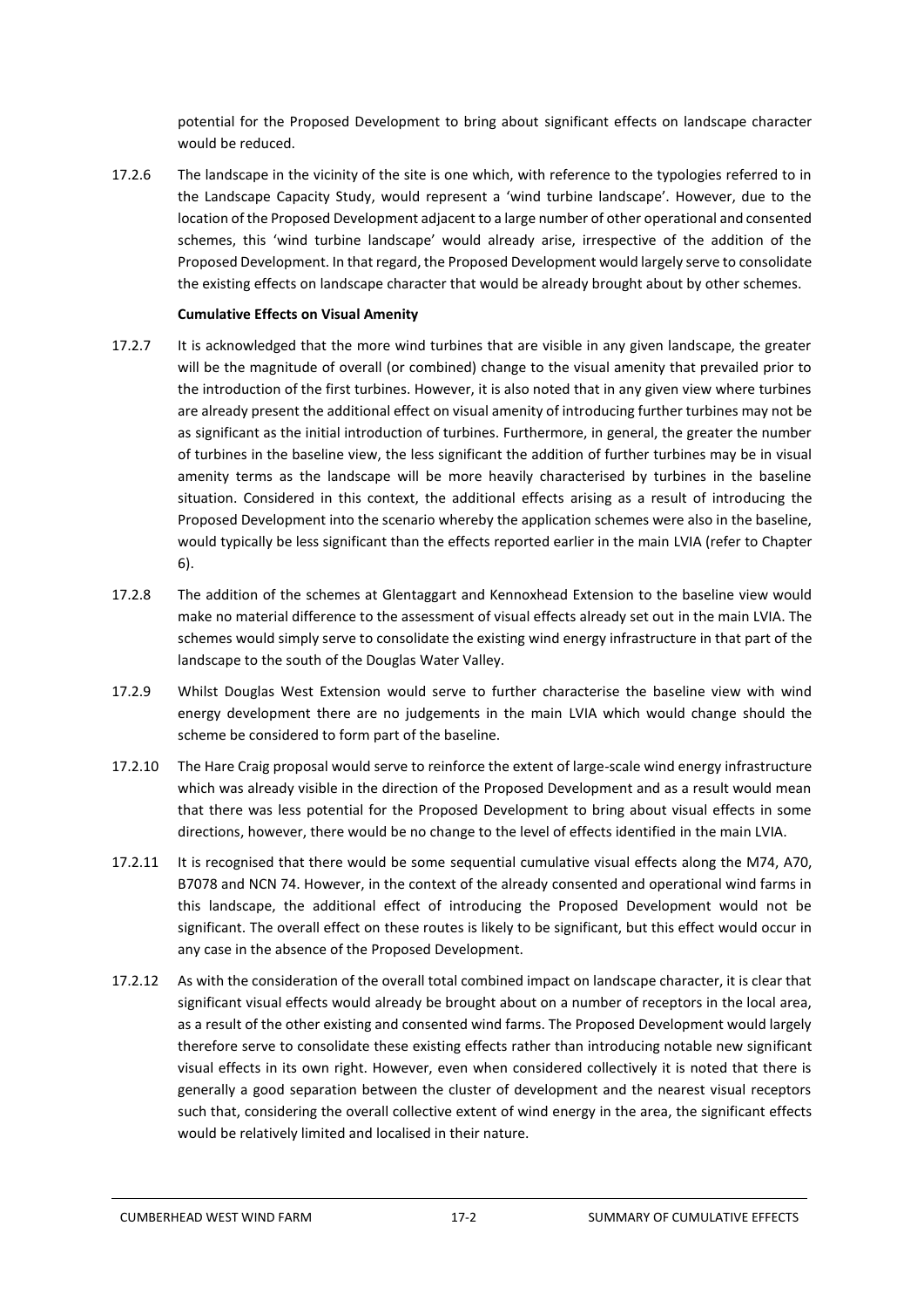potential for the Proposed Development to bring about significant effects on landscape character would be reduced.

17.2.6 The landscape in the vicinity of the site is one which, with reference to the typologies referred to in the Landscape Capacity Study, would represent a 'wind turbine landscape'. However, due to the location of the Proposed Development adjacent to a large number of other operational and consented schemes, this 'wind turbine landscape' would already arise, irrespective of the addition of the Proposed Development. In that regard, the Proposed Development would largely serve to consolidate the existing effects on landscape character that would be already brought about by other schemes.

**Cumulative Effects on Visual Amenity**

17.2.7 It is acknowledged that the more wind turbines that are visible in any given landscape, the greater will be the magnitude of overall (or combined) change to the visual amenity that prevailed prior to the introduction of the first turbines. However, it is also noted that in any given view where turbines are already present the additional effect on visual amenity of introducing further turbines may not be as significant as the initial introduction of turbines. Furthermore, in general, the greater the number of turbines in the baseline view, the less significant the addition of further turbines may be in visual amenity terms as the landscape will be more heavily characterised by turbines in the baseline situation. Considered in this context, the additional effects arising as a result of introducing the Proposed Development into the scenario whereby the application schemes were also in the baseline, would typically be less significant than the effects reported earlier in the main LVIA (refer to Chapter 6).

17.2.8 The addition of the schemes at Glentaggart and Kennoxhead Extension to the baseline view would make no material difference to the assessment of visual effects already set out in the main LVIA. The schemes would simply serve to consolidate the existing wind energy infrastructure in that part of the landscape to the south of the Douglas Water Valley.

17.2.9 Whilst Douglas West Extension would serve to further characterise the baseline view with wind energy development there are no judgements in the main LVIA which would change should the scheme be considered to form part of the baseline.

17.2.10 The Hare Craig proposal would serve to reinforce the extent of large-scale wind energy infrastructure which was already visible in the direction of the Proposed Development and as a result would mean that there was less potential for the Proposed Development to bring about visual effects in some directions, however, there would be no change to the level of effects identified in the main LVIA.

17.2.11 It is recognised that there would be some sequential cumulative visual effects along the M74, A70, B7078 and NCN 74. However, in the context of the already consented and operational wind farms in this landscape, the additional effect of introducing the Proposed Development would not be significant. The overall effect on these routes is likely to be significant, but this effect would occur in any case in the absence of the Proposed Development.

17.2.12 As with the consideration of the overall total combined impact on landscape character, it is clear that significant visual effects would already be brought about on a number of receptors in the local area, as a result of the other existing and consented wind farms. The Proposed Development would largely therefore serve to consolidate these existing effects rather than introducing notable new significant visual effects in its own right. However, even when considered collectively it is noted that there is generally a good separation between the cluster of development and the nearest visual receptors such that, considering the overall collective extent of wind energy in the area, the significant effects would be relatively limited and localised in their nature.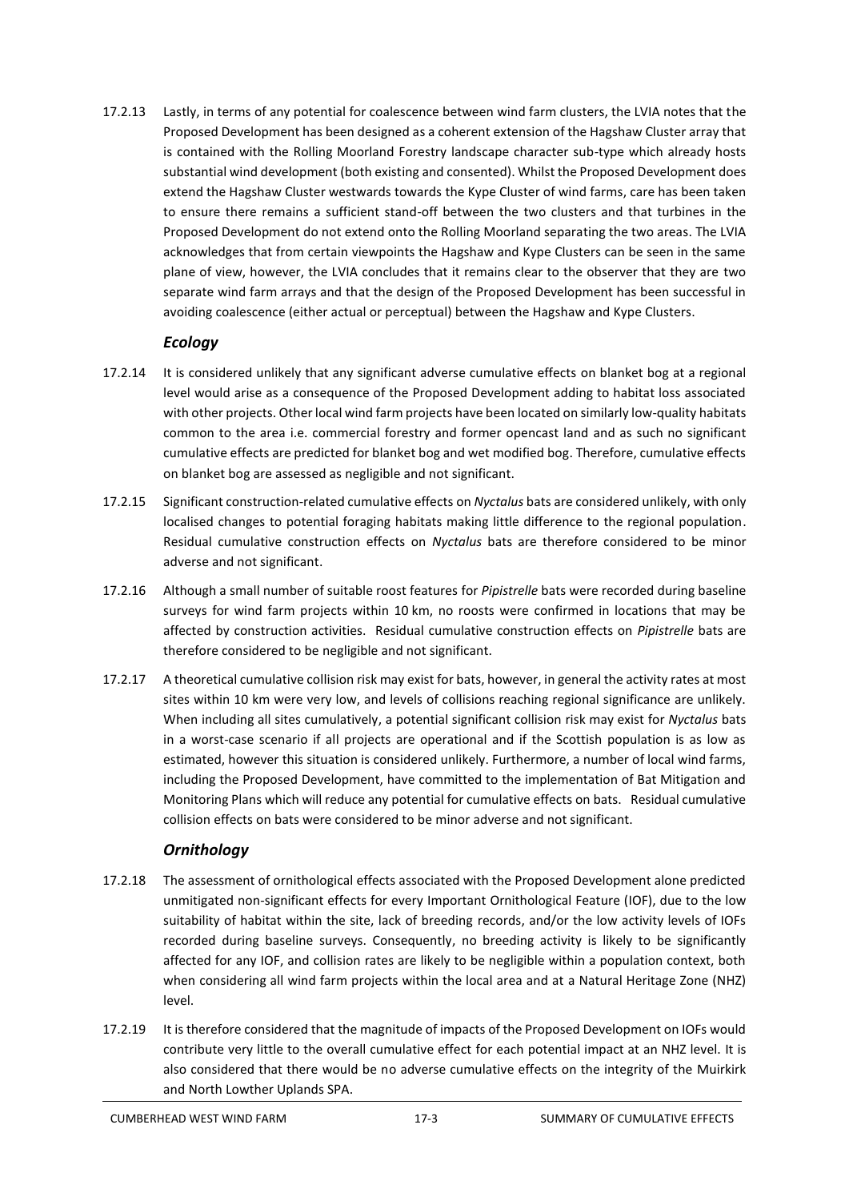17.2.13 Lastly, in terms of any potential for coalescence between wind farm clusters, the LVIA notes that the Proposed Development has been designed as a coherent extension of the Hagshaw Cluster array that is contained with the Rolling Moorland Forestry landscape character sub-type which already hosts substantial wind development (both existing and consented). Whilst the Proposed Development does extend the Hagshaw Cluster westwards towards the Kype Cluster of wind farms, care has been taken to ensure there remains a sufficient stand-off between the two clusters and that turbines in the Proposed Development do not extend onto the Rolling Moorland separating the two areas. The LVIA acknowledges that from certain viewpoints the Hagshaw and Kype Clusters can be seen in the same plane of view, however, the LVIA concludes that it remains clear to the observer that they are two separate wind farm arrays and that the design of the Proposed Development has been successful in avoiding coalescence (either actual or perceptual) between the Hagshaw and Kype Clusters.

### *Ecology*

17.2.14 It is considered unlikely that any significant adverse cumulative effects on blanket bog at a regional level would arise as a consequence of the Proposed Development adding to habitat loss associated with other projects. Other local wind farm projects have been located on similarly low-quality habitats common to the area i.e. commercial forestry and former opencast land and as such no significant cumulative effects are predicted for blanket bog and wet modified bog. Therefore, cumulative effects on blanket bog are assessed as negligible and not significant.

17.2.15 Significant construction-related cumulative effects on *Nyctalus* bats are considered unlikely, with only localised changes to potential foraging habitats making little difference to the regional population. Residual cumulative construction effects on *Nyctalus* bats are therefore considered to be minor adverse and not significant.

17.2.16 Although a small number of suitable roost features for *Pipistrelle* bats were recorded during baseline surveys for wind farm projects within 10 km, no roosts were confirmed in locations that may be affected by construction activities. Residual cumulative construction effects on *Pipistrelle* bats are therefore considered to be negligible and not significant.

17.2.17 A theoretical cumulative collision risk may exist for bats, however, in general the activity rates at most sites within 10 km were very low, and levels of collisions reaching regional significance are unlikely. When including all sites cumulatively, a potential significant collision risk may exist for *Nyctalus* bats in a worst-case scenario if all projects are operational and if the Scottish population is as low as estimated, however this situation is considered unlikely. Furthermore, a number of local wind farms, including the Proposed Development, have committed to the implementation of Bat Mitigation and Monitoring Plans which will reduce any potential for cumulative effects on bats. Residual cumulative collision effects on bats were considered to be minor adverse and not significant.

### *Ornithology*

17.2.18 The assessment of ornithological effects associated with the Proposed Development alone predicted unmitigated non-significant effects for every Important Ornithological Feature (IOF), due to the low suitability of habitat within the site, lack of breeding records, and/or the low activity levels of IOFs recorded during baseline surveys. Consequently, no breeding activity is likely to be significantly affected for any IOF, and collision rates are likely to be negligible within a population context, both when considering all wind farm projects within the local area and at a Natural Heritage Zone (NHZ) level.

17.2.19 It is therefore considered that the magnitude of impacts of the Proposed Development on IOFs would contribute very little to the overall cumulative effect for each potential impact at an NHZ level. It is also considered that there would be no adverse cumulative effects on the integrity of the Muirkirk and North Lowther Uplands SPA.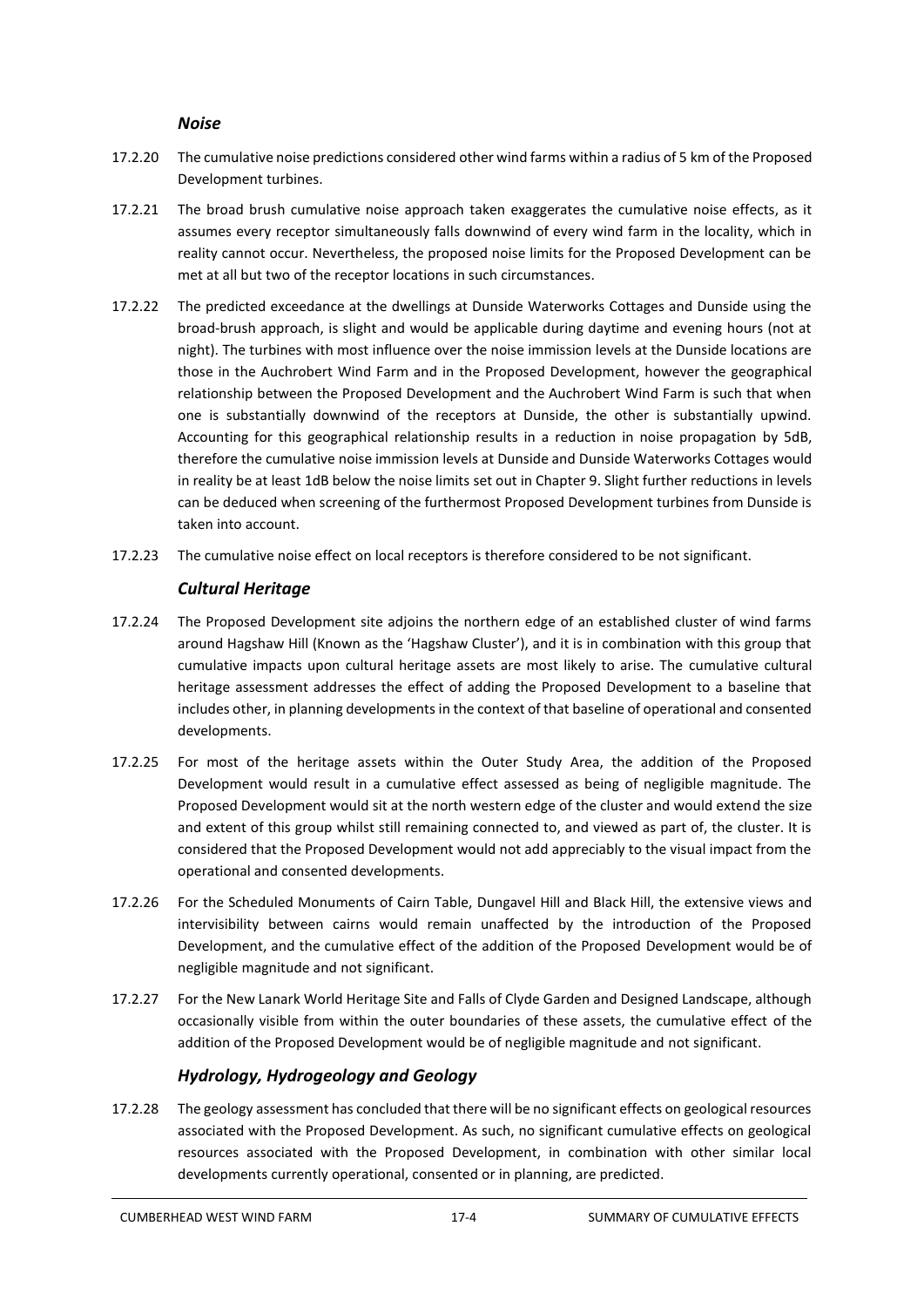### *Noise*

17.2.20 The cumulative noise predictions considered other wind farms within a radius of 5 km of the Proposed Development turbines.

17.2.21 The broad brush cumulative noise approach taken exaggerates the cumulative noise effects, as it assumes every receptor simultaneously falls downwind of every wind farm in the locality, which in reality cannot occur. Nevertheless, the proposed noise limits for the Proposed Development can be met at all but two of the receptor locations in such circumstances.

17.2.22 The predicted exceedance at the dwellings at Dunside Waterworks Cottages and Dunside using the broad-brush approach, is slight and would be applicable during daytime and evening hours (not at night). The turbines with most influence over the noise immission levels at the Dunside locations are those in the Auchrobert Wind Farm and in the Proposed Development, however the geographical relationship between the Proposed Development and the Auchrobert Wind Farm is such that when one is substantially downwind of the receptors at Dunside, the other is substantially upwind. Accounting for this geographical relationship results in a reduction in noise propagation by 5dB, therefore the cumulative noise immission levels at Dunside and Dunside Waterworks Cottages would in reality be at least 1dB below the noise limits set out in Chapter 9. Slight further reductions in levels can be deduced when screening of the furthermost Proposed Development turbines from Dunside is taken into account.

17.2.23 The cumulative noise effect on local receptors is therefore considered to be not significant.

### *Cultural Heritage*

17.2.24 The Proposed Development site adjoins the northern edge of an established cluster of wind farms around Hagshaw Hill (Known as the 'Hagshaw Cluster'), and it is in combination with this group that cumulative impacts upon cultural heritage assets are most likely to arise. The cumulative cultural heritage assessment addresses the effect of adding the Proposed Development to a baseline that includes other, in planning developments in the context of that baseline of operational and consented developments.

17.2.25 For most of the heritage assets within the Outer Study Area, the addition of the Proposed Development would result in a cumulative effect assessed as being of negligible magnitude. The Proposed Development would sit at the north western edge of the cluster and would extend the size and extent of this group whilst still remaining connected to, and viewed as part of, the cluster. It is considered that the Proposed Development would not add appreciably to the visual impact from the operational and consented developments.

17.2.26 For the Scheduled Monuments of Cairn Table, Dungavel Hill and Black Hill, the extensive views and intervisibility between cairns would remain unaffected by the introduction of the Proposed Development, and the cumulative effect of the addition of the Proposed Development would be of negligible magnitude and not significant.

17.2.27 For the New Lanark World Heritage Site and Falls of Clyde Garden and Designed Landscape, although occasionally visible from within the outer boundaries of these assets, the cumulative effect of the addition of the Proposed Development would be of negligible magnitude and not significant.

### *Hydrology, Hydrogeology and Geology*

17.2.28 The geology assessment has concluded that there will be no significant effects on geological resources associated with the Proposed Development. As such, no significant cumulative effects on geological resources associated with the Proposed Development, in combination with other similar local developments currently operational, consented or in planning, are predicted.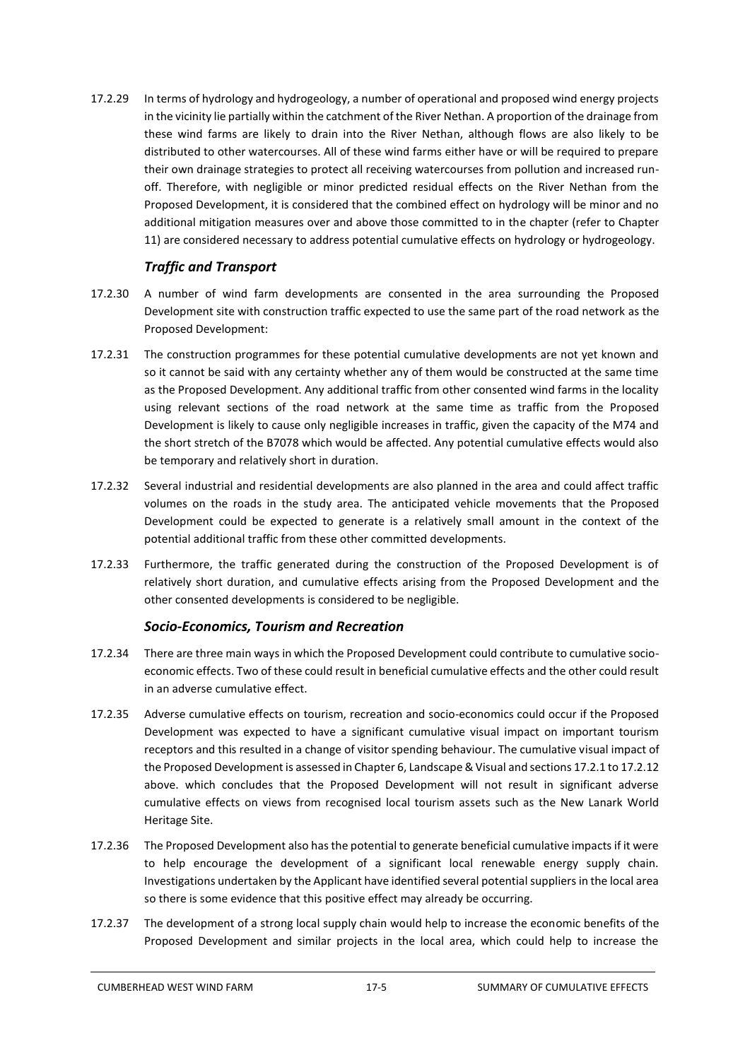17.2.29 In terms of hydrology and hydrogeology, a number of operational and proposed wind energy projects in the vicinity lie partially within the catchment of the River Nethan. A proportion of the drainage from these wind farms are likely to drain into the River Nethan, although flows are also likely to be distributed to other watercourses. All of these wind farms either have or will be required to prepare their own drainage strategies to protect all receiving watercourses from pollution and increased run-off. Therefore, with negligible or minor predicted residual effects on the River Nethan from the Proposed Development, it is considered that the combined effect on hydrology will be minor and no additional mitigation measures over and above those committed to in the chapter (refer to Chapter 11) are considered necessary to address potential cumulative effects on hydrology or hydrogeology.

### *Traffic and Transport*

17.2.30 A number of wind farm developments are consented in the area surrounding the Proposed Development site with construction traffic expected to use the same part of the road network as the Proposed Development:

17.2.31 The construction programmes for these potential cumulative developments are not yet known and so it cannot be said with any certainty whether any of them would be constructed at the same time as the Proposed Development. Any additional traffic from other consented wind farms in the locality using relevant sections of the road network at the same time as traffic from the Proposed Development is likely to cause only negligible increases in traffic, given the capacity of the M74 and the short stretch of the B7078 which would be affected. Any potential cumulative effects would also be temporary and relatively short in duration.

17.2.32 Several industrial and residential developments are also planned in the area and could affect traffic volumes on the roads in the study area. The anticipated vehicle movements that the Proposed Development could be expected to generate is a relatively small amount in the context of the potential additional traffic from these other committed developments.

17.2.33 Furthermore, the traffic generated during the construction of the Proposed Development is of relatively short duration, and cumulative effects arising from the Proposed Development and the other consented developments is considered to be negligible.

### *Socio-Economics, Tourism and Recreation*

17.2.34 There are three main ways in which the Proposed Development could contribute to cumulative socio-economic effects. Two of these could result in beneficial cumulative effects and the other could result in an adverse cumulative effect.

17.2.35 Adverse cumulative effects on tourism, recreation and socio-economics could occur if the Proposed Development was expected to have a significant cumulative visual impact on important tourism receptors and this resulted in a change of visitor spending behaviour. The cumulative visual impact of the Proposed Development is assessed in Chapter 6, Landscape & Visual and sections 17.2.1 to 17.2.12 above. which concludes that the Proposed Development will not result in significant adverse cumulative effects on views from recognised local tourism assets such as the New Lanark World Heritage Site.

17.2.36 The Proposed Development also has the potential to generate beneficial cumulative impacts if it were to help encourage the development of a significant local renewable energy supply chain. Investigations undertaken by the Applicant have identified several potential suppliers in the local area so there is some evidence that this positive effect may already be occurring.

17.2.37 The development of a strong local supply chain would help to increase the economic benefits of the Proposed Development and similar projects in the local area, which could help to increase the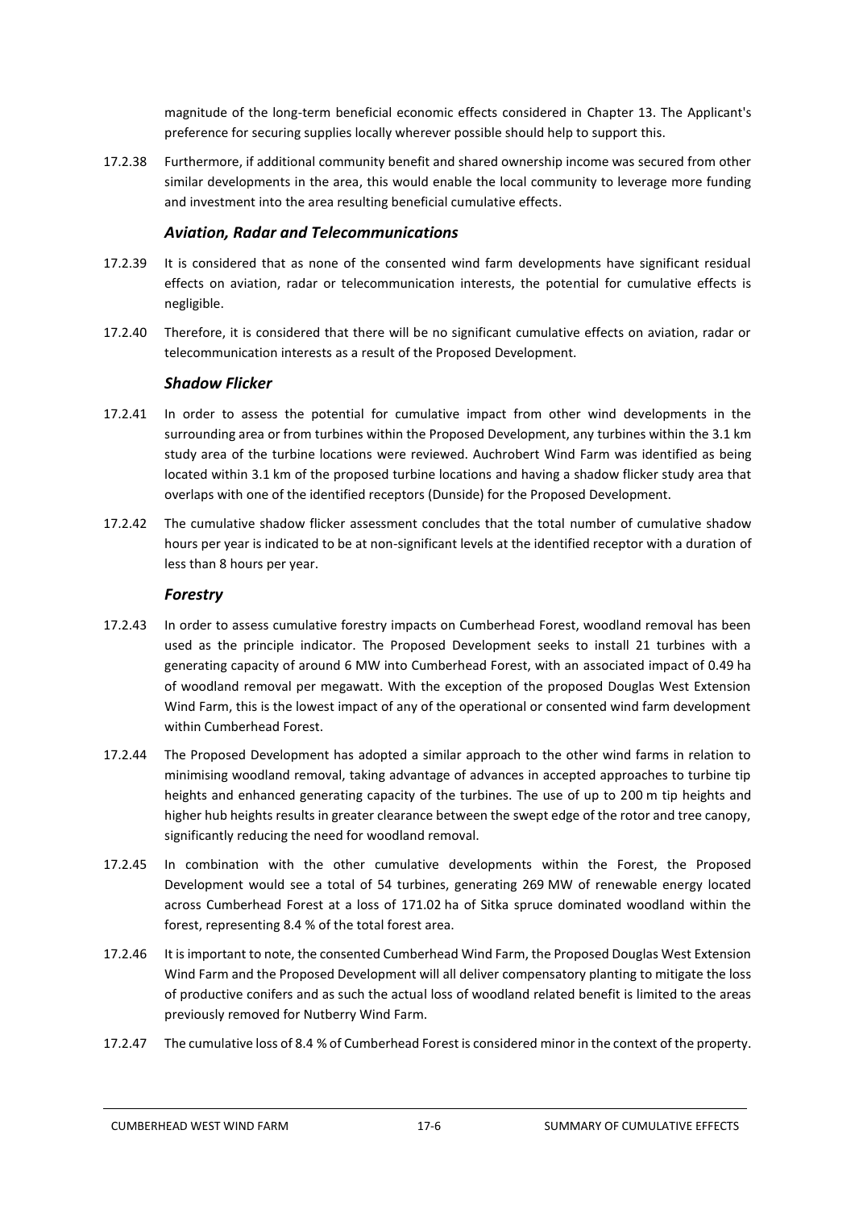magnitude of the long-term beneficial economic effects considered in Chapter 13. The Applicant's preference for securing supplies locally wherever possible should help to support this.

17.2.38 Furthermore, if additional community benefit and shared ownership income was secured from other similar developments in the area, this would enable the local community to leverage more funding and investment into the area resulting beneficial cumulative effects.

### *Aviation, Radar and Telecommunications*

17.2.39 It is considered that as none of the consented wind farm developments have significant residual effects on aviation, radar or telecommunication interests, the potential for cumulative effects is negligible.

17.2.40 Therefore, it is considered that there will be no significant cumulative effects on aviation, radar or telecommunication interests as a result of the Proposed Development.

### *Shadow Flicker*

17.2.41 In order to assess the potential for cumulative impact from other wind developments in the surrounding area or from turbines within the Proposed Development, any turbines within the 3.1 km study area of the turbine locations were reviewed. Auchrobert Wind Farm was identified as being located within 3.1 km of the proposed turbine locations and having a shadow flicker study area that overlaps with one of the identified receptors (Dunside) for the Proposed Development.

17.2.42 The cumulative shadow flicker assessment concludes that the total number of cumulative shadow hours per year is indicated to be at non-significant levels at the identified receptor with a duration of less than 8 hours per year.

### *Forestry*

17.2.43 In order to assess cumulative forestry impacts on Cumberhead Forest, woodland removal has been used as the principle indicator. The Proposed Development seeks to install 21 turbines with a generating capacity of around 6 MW into Cumberhead Forest, with an associated impact of 0.49 ha of woodland removal per megawatt. With the exception of the proposed Douglas West Extension Wind Farm, this is the lowest impact of any of the operational or consented wind farm development within Cumberhead Forest.

17.2.44 The Proposed Development has adopted a similar approach to the other wind farms in relation to minimising woodland removal, taking advantage of advances in accepted approaches to turbine tip heights and enhanced generating capacity of the turbines. The use of up to 200 m tip heights and higher hub heights results in greater clearance between the swept edge of the rotor and tree canopy, significantly reducing the need for woodland removal.

17.2.45 In combination with the other cumulative developments within the Forest, the Proposed Development would see a total of 54 turbines, generating 269 MW of renewable energy located across Cumberhead Forest at a loss of 171.02 ha of Sitka spruce dominated woodland within the forest, representing 8.4 % of the total forest area.

17.2.46 It is important to note, the consented Cumberhead Wind Farm, the Proposed Douglas West Extension Wind Farm and the Proposed Development will all deliver compensatory planting to mitigate the loss of productive conifers and as such the actual loss of woodland related benefit is limited to the areas previously removed for Nutberry Wind Farm.

17.2.47 The cumulative loss of 8.4 % of Cumberhead Forest is considered minor in the context of the property.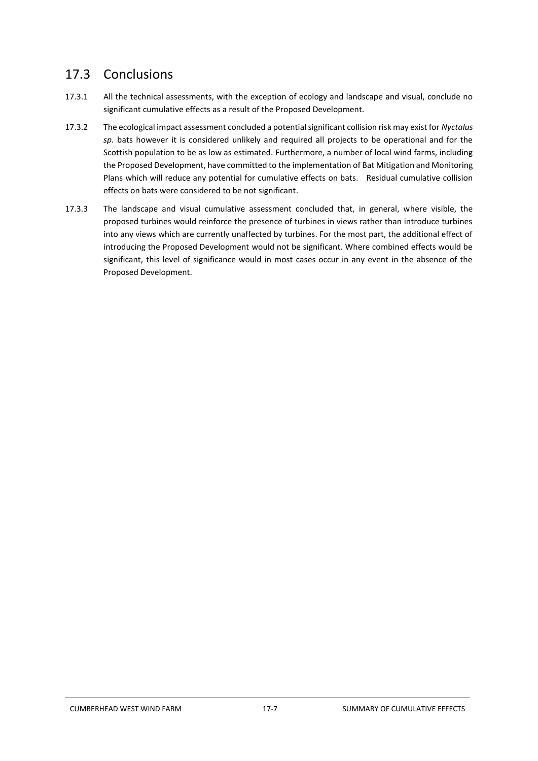## 17.3 Conclusions

17.3.1 All the technical assessments, with the exception of ecology and landscape and visual, conclude no significant cumulative effects as a result of the Proposed Development.

17.3.2 The ecological impact assessment concluded a potential significant collision risk may exist for *Nyctalus sp.* bats however it is considered unlikely and required all projects to be operational and for the Scottish population to be as low as estimated. Furthermore, a number of local wind farms, including the Proposed Development, have committed to the implementation of Bat Mitigation and Monitoring Plans which will reduce any potential for cumulative effects on bats. Residual cumulative collision effects on bats were considered to be not significant.

17.3.3 The landscape and visual cumulative assessment concluded that, in general, where visible, the proposed turbines would reinforce the presence of turbines in views rather than introduce turbines into any views which are currently unaffected by turbines. For the most part, the additional effect of introducing the Proposed Development would not be significant. Where combined effects would be significant, this level of significance would in most cases occur in any event in the absence of the Proposed Development.